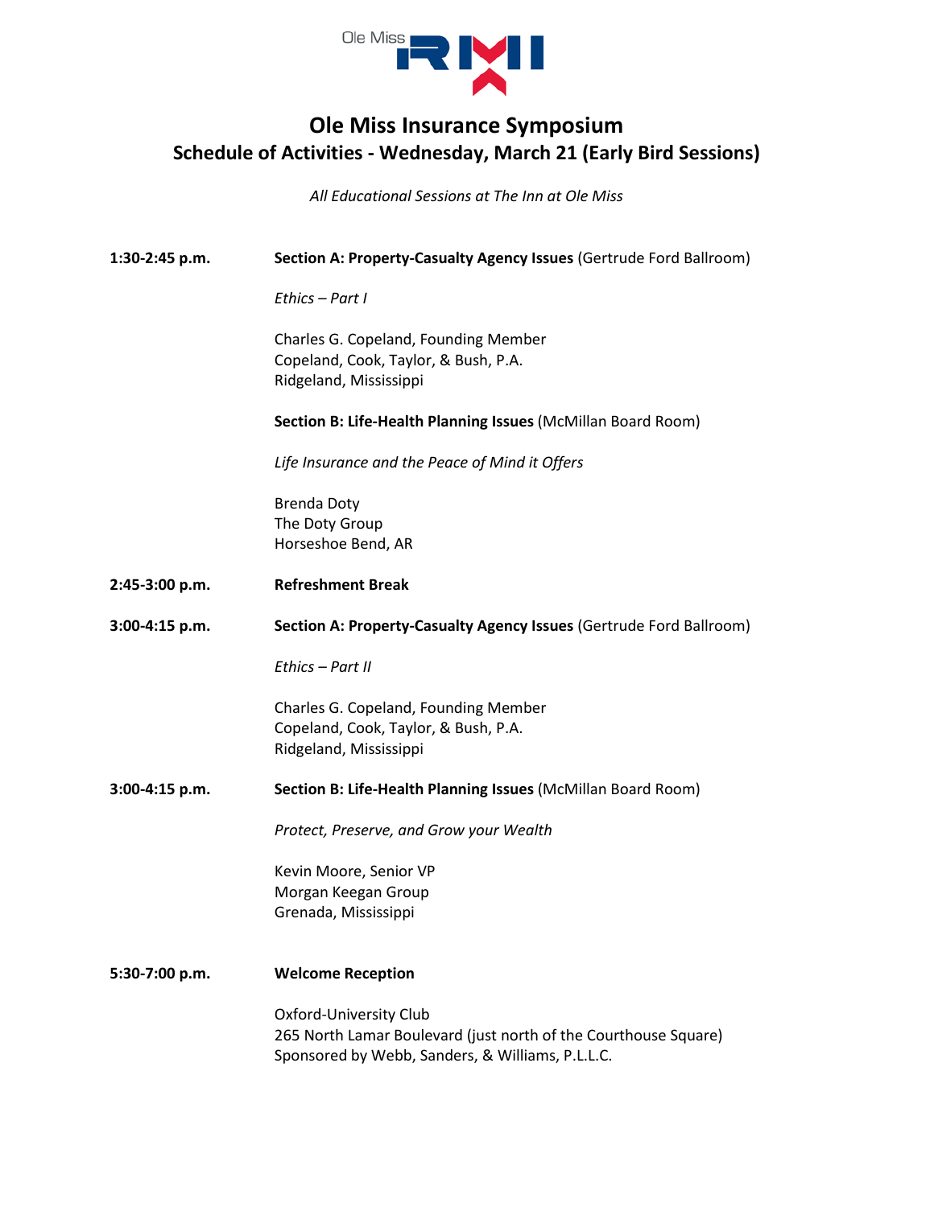# Ole Miss Insurance Symposium

## Schedule of Activities - Wednesday, March 21 (Early Bird Sessions)

*All Educational Sessions at The Inn at Ole Miss*

**1:30-2:45 p.m.**

**Section A: Property-Casualty Agency Issues** (Gertrude Ford Ballroom)

*Ethics – Part I*

Charles G. Copeland, Founding Member
Copeland, Cook, Taylor, & Bush, P.A.
Ridgeland, Mississippi

**Section B: Life-Health Planning Issues** (McMillan Board Room)

*Life Insurance and the Peace of Mind it Offers*

Brenda Doty
The Doty Group
Horseshoe Bend, AR

**2:45-3:00 p.m.**

**Refreshment Break**

**3:00-4:15 p.m.**

**Section A: Property-Casualty Agency Issues** (Gertrude Ford Ballroom)

*Ethics – Part II*

Charles G. Copeland, Founding Member
Copeland, Cook, Taylor, & Bush, P.A.
Ridgeland, Mississippi

**3:00-4:15 p.m.**

**Section B: Life-Health Planning Issues** (McMillan Board Room)

*Protect, Preserve, and Grow your Wealth*

Kevin Moore, Senior VP
Morgan Keegan Group
Grenada, Mississippi

**5:30-7:00 p.m.**

**Welcome Reception**

Oxford-University Club
265 North Lamar Boulevard (just north of the Courthouse Square)
Sponsored by Webb, Sanders, & Williams, P.L.L.C.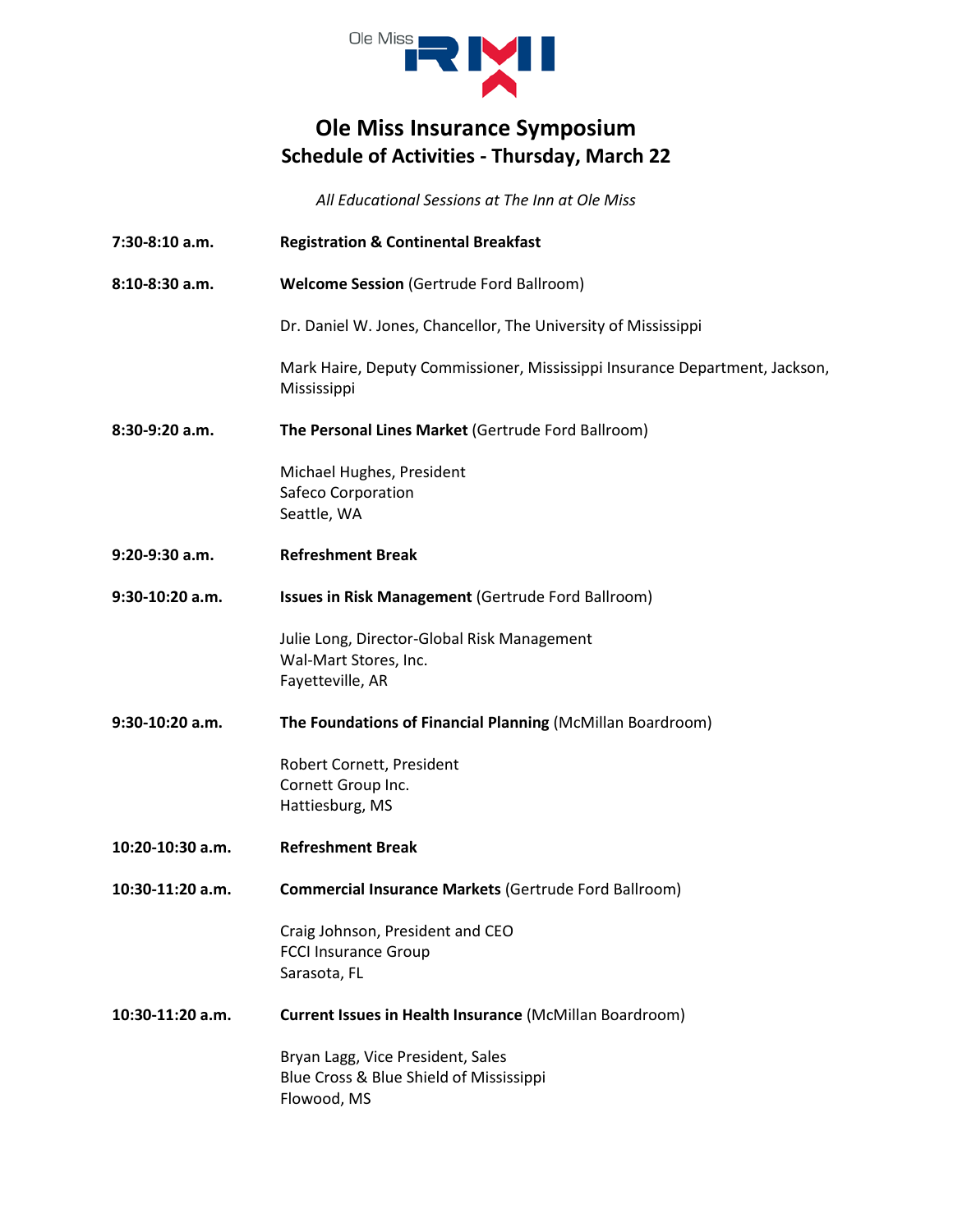# Ole Miss Insurance Symposium

## Schedule of Activities - Thursday, March 22

*All Educational Sessions at The Inn at Ole Miss*

**7:30-8:10 a.m.** **Registration & Continental Breakfast**

**8:10-8:30 a.m.** **Welcome Session** (Gertrude Ford Ballroom)

Dr. Daniel W. Jones, Chancellor, The University of Mississippi

Mark Haire, Deputy Commissioner, Mississippi Insurance Department, Jackson, Mississippi

**8:30-9:20 a.m.** **The Personal Lines Market** (Gertrude Ford Ballroom)

Michael Hughes, President
Safeco Corporation
Seattle, WA

**9:20-9:30 a.m.** **Refreshment Break**

**9:30-10:20 a.m.** **Issues in Risk Management** (Gertrude Ford Ballroom)

Julie Long, Director-Global Risk Management
Wal-Mart Stores, Inc.
Fayetteville, AR

**9:30-10:20 a.m.** **The Foundations of Financial Planning** (McMillan Boardroom)

Robert Cornett, President
Cornett Group Inc.
Hattiesburg, MS

**10:20-10:30 a.m.** **Refreshment Break**

**10:30-11:20 a.m.** **Commercial Insurance Markets** (Gertrude Ford Ballroom)

Craig Johnson, President and CEO
FCCI Insurance Group
Sarasota, FL

**10:30-11:20 a.m.** **Current Issues in Health Insurance** (McMillan Boardroom)

Bryan Lagg, Vice President, Sales
Blue Cross & Blue Shield of Mississippi
Flowood, MS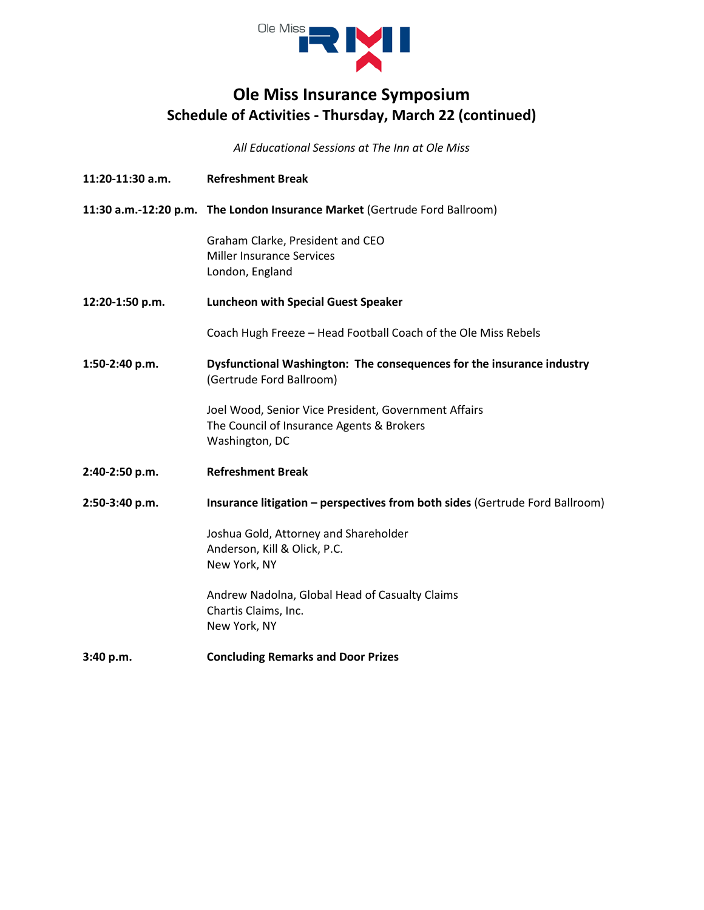# Ole Miss Insurance Symposium

## Schedule of Activities - Thursday, March 22 (continued)

*All Educational Sessions at The Inn at Ole Miss*

**11:20-11:30 a.m.** **Refreshment Break**

**11:30 a.m.-12:20 p.m.** **The London Insurance Market** (Gertrude Ford Ballroom)

Graham Clarke, President and CEO
Miller Insurance Services
London, England

**12:20-1:50 p.m.** **Luncheon with Special Guest Speaker**

Coach Hugh Freeze – Head Football Coach of the Ole Miss Rebels

**1:50-2:40 p.m.** **Dysfunctional Washington: The consequences for the insurance industry** (Gertrude Ford Ballroom)

Joel Wood, Senior Vice President, Government Affairs
The Council of Insurance Agents & Brokers
Washington, DC

**2:40-2:50 p.m.** **Refreshment Break**

**2:50-3:40 p.m.** **Insurance litigation – perspectives from both sides** (Gertrude Ford Ballroom)

Joshua Gold, Attorney and Shareholder
Anderson, Kill & Olick, P.C.
New York, NY

Andrew Nadolna, Global Head of Casualty Claims
Chartis Claims, Inc.
New York, NY

**3:40 p.m.** **Concluding Remarks and Door Prizes**